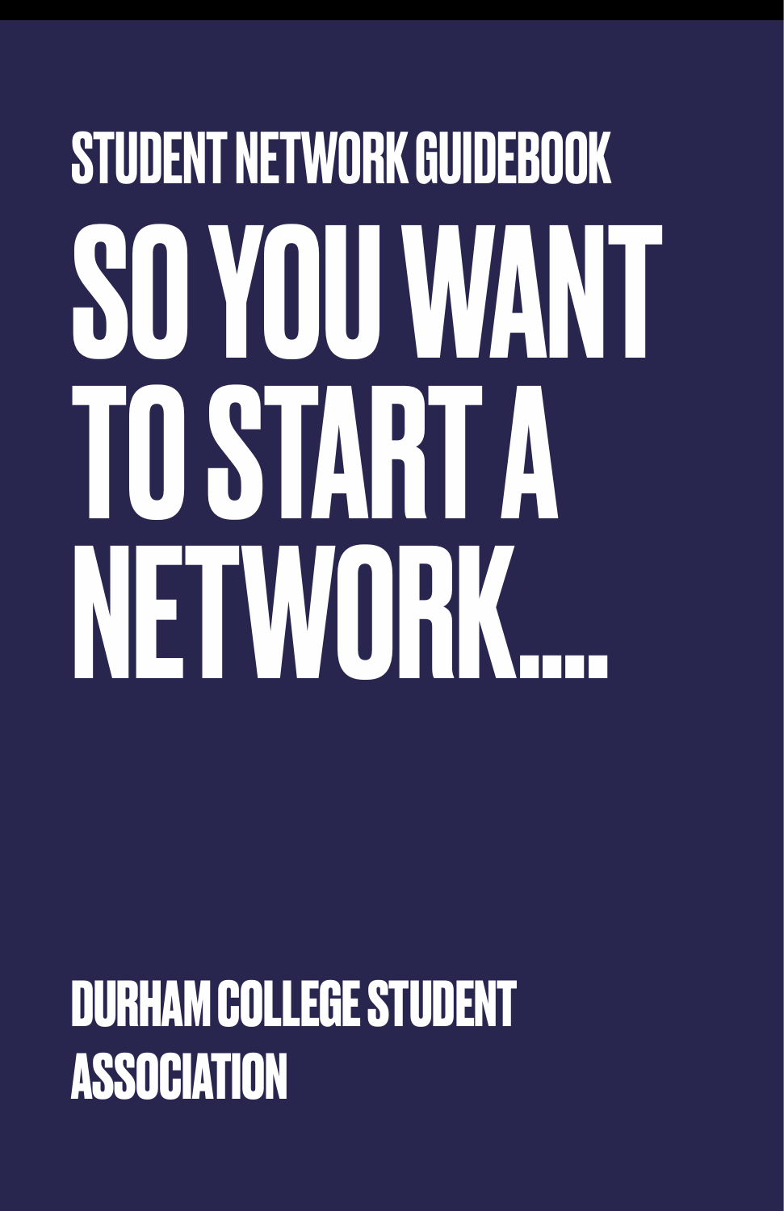## STUDENT NETWORK GUIDEBOOK

# SO YOU WANT TO START A NETWORK....

**DURHAM COLLEGE STUDENT ASSOCIATION**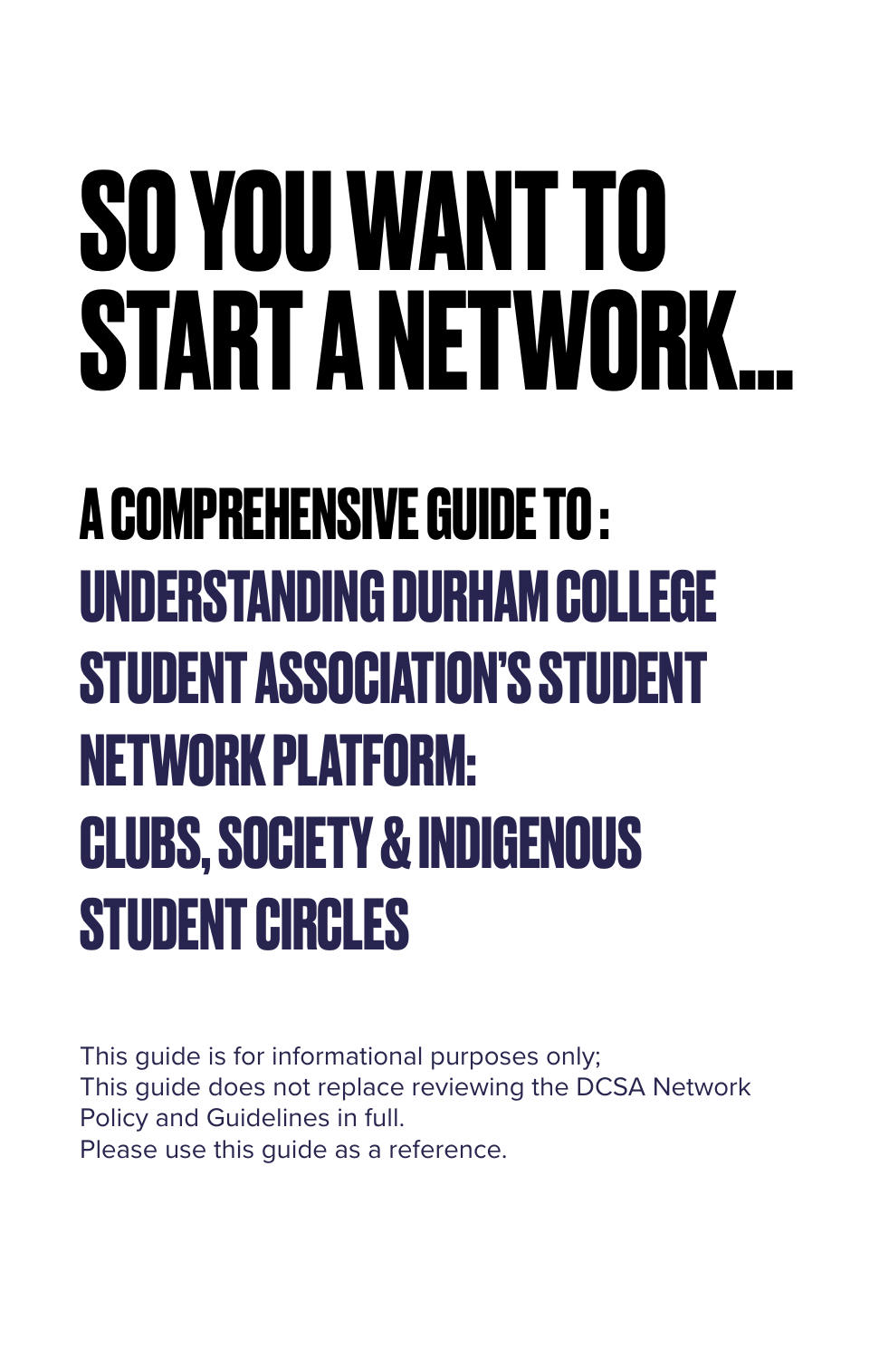# SO YOU WANT TO START A NETWORK...

## A COMPREHENSIVE GUIDE TO :

## UNDERSTANDING DURHAM COLLEGE STUDENT ASSOCIATION'S STUDENT NETWORK PLATFORM: CLUBS, SOCIETY & INDIGENOUS STUDENT CIRCLES

This guide is for informational purposes only;
This guide does not replace reviewing the DCSA Network Policy and Guidelines in full.
Please use this guide as a reference.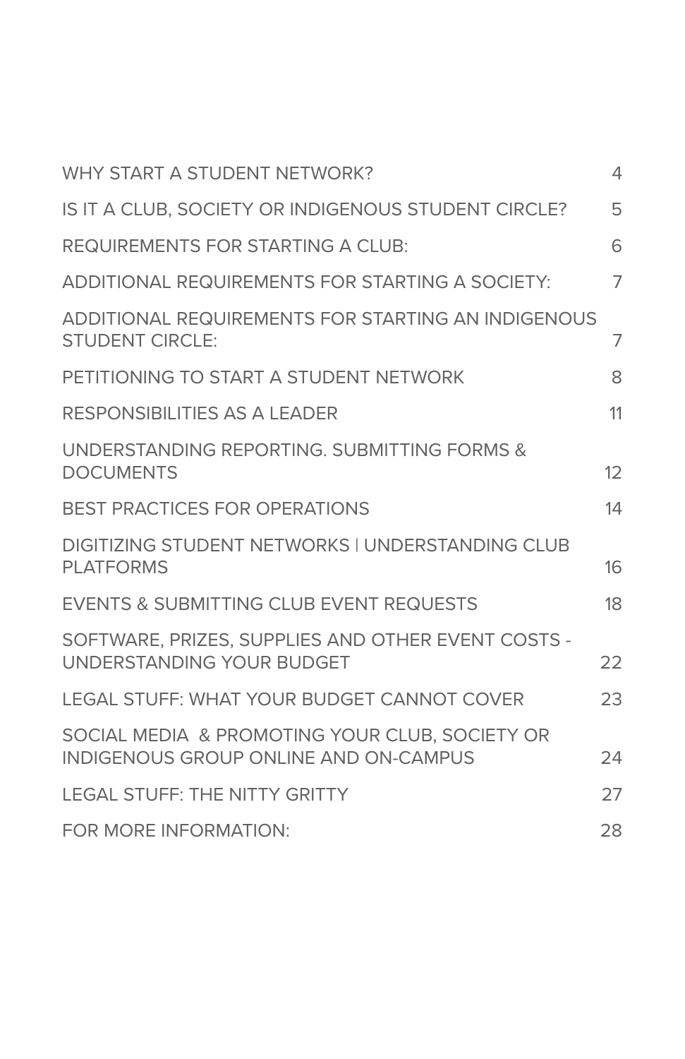| | |
|---|---|
| WHY START A STUDENT NETWORK? | 4 |
| IS IT A CLUB, SOCIETY OR INDIGENOUS STUDENT CIRCLE? | 5 |
| REQUIREMENTS FOR STARTING A CLUB: | 6 |
| ADDITIONAL REQUIREMENTS FOR STARTING A SOCIETY: | 7 |
| ADDITIONAL REQUIREMENTS FOR STARTING AN INDIGENOUS STUDENT CIRCLE: | 7 |
| PETITIONING TO START A STUDENT NETWORK | 8 |
| RESPONSIBILITIES AS A LEADER | 11 |
| UNDERSTANDING REPORTING. SUBMITTING FORMS & DOCUMENTS | 12 |
| BEST PRACTICES FOR OPERATIONS | 14 |
| DIGITIZING STUDENT NETWORKS I UNDERSTANDING CLUB PLATFORMS | 16 |
| EVENTS & SUBMITTING CLUB EVENT REQUESTS | 18 |
| SOFTWARE, PRIZES, SUPPLIES AND OTHER EVENT COSTS - UNDERSTANDING YOUR BUDGET | 22 |
| LEGAL STUFF: WHAT YOUR BUDGET CANNOT COVER | 23 |
| SOCIAL MEDIA & PROMOTING YOUR CLUB, SOCIETY OR INDIGENOUS GROUP ONLINE AND ON-CAMPUS | 24 |
| LEGAL STUFF: THE NITTY GRITTY | 27 |
| FOR MORE INFORMATION: | 28 |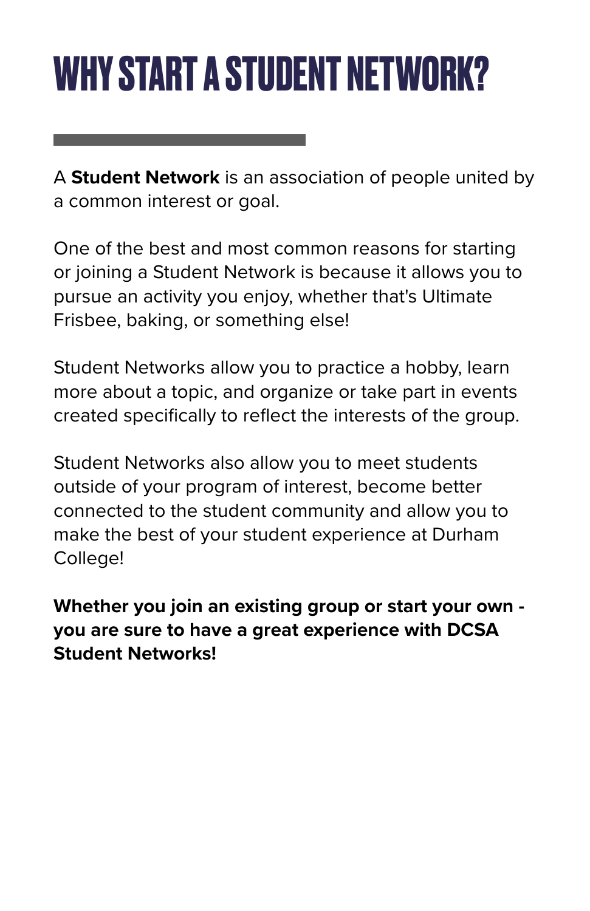# WHY START A STUDENT NETWORK?

A **Student Network** is an association of people united by a common interest or goal.

One of the best and most common reasons for starting or joining a Student Network is because it allows you to pursue an activity you enjoy, whether that's Ultimate Frisbee, baking, or something else!

Student Networks allow you to practice a hobby, learn more about a topic, and organize or take part in events created specifically to reflect the interests of the group.

Student Networks also allow you to meet students outside of your program of interest, become better connected to the student community and allow you to make the best of your student experience at Durham College!

**Whether you join an existing group or start your own - you are sure to have a great experience with DCSA Student Networks!**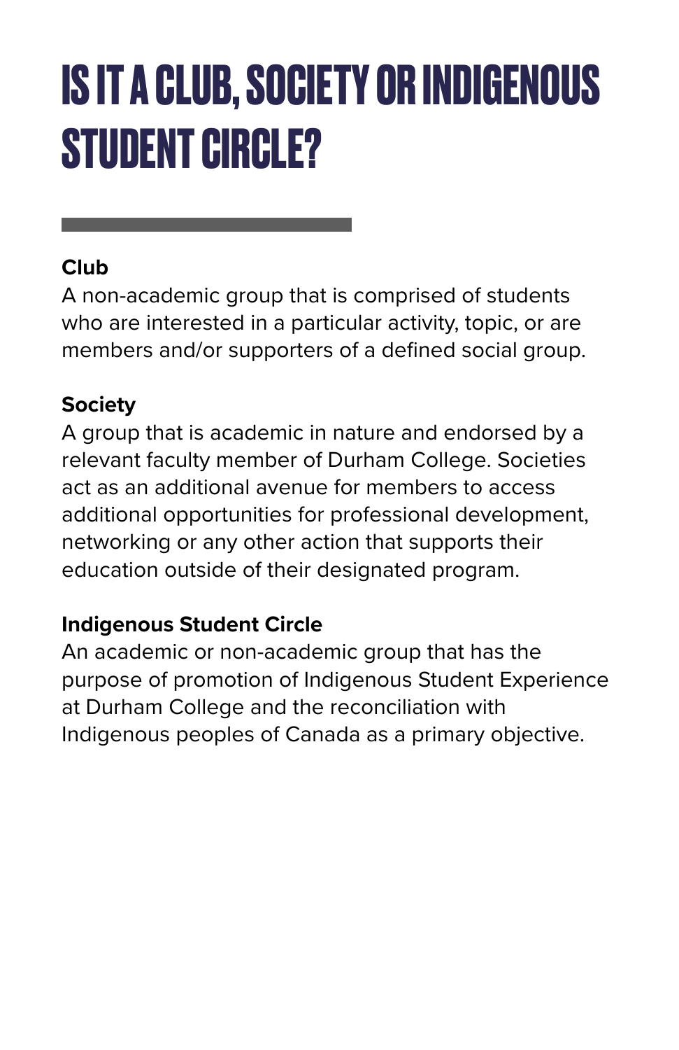# IS IT A CLUB, SOCIETY OR INDIGENOUS STUDENT CIRCLE?

**Club**
A non-academic group that is comprised of students who are interested in a particular activity, topic, or are members and/or supporters of a defined social group.

**Society**
A group that is academic in nature and endorsed by a relevant faculty member of Durham College. Societies act as an additional avenue for members to access additional opportunities for professional development, networking or any other action that supports their education outside of their designated program.

**Indigenous Student Circle**
An academic or non-academic group that has the purpose of promotion of Indigenous Student Experience at Durham College and the reconciliation with Indigenous peoples of Canada as a primary objective.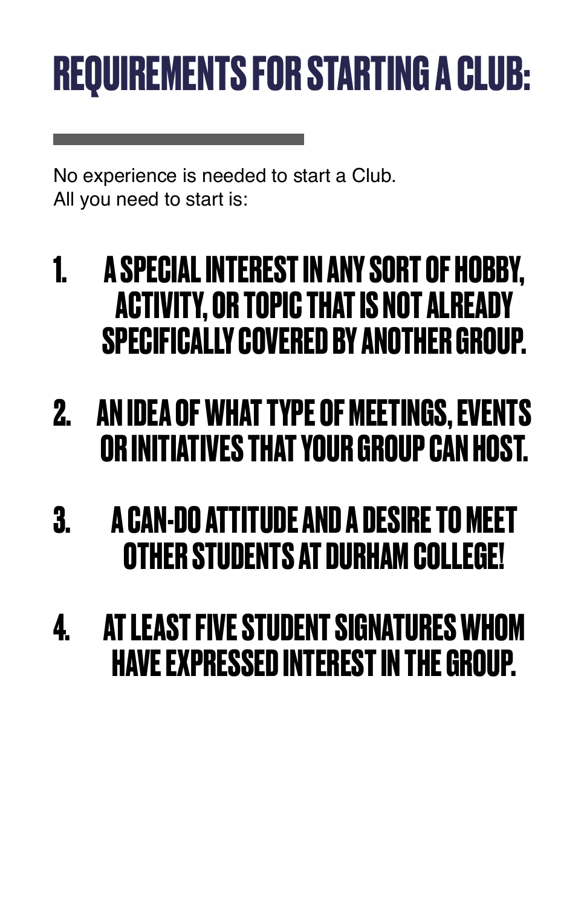# REQUIREMENTS FOR STARTING A CLUB:

No experience is needed to start a Club.
All you need to start is:

1. **A SPECIAL INTEREST IN ANY SORT OF HOBBY, ACTIVITY, OR TOPIC THAT IS NOT ALREADY SPECIFICALLY COVERED BY ANOTHER GROUP.**

2. **AN IDEA OF WHAT TYPE OF MEETINGS, EVENTS OR INITIATIVES THAT YOUR GROUP CAN HOST.**

3. **A CAN-DO ATTITUDE AND A DESIRE TO MEET OTHER STUDENTS AT DURHAM COLLEGE!**

4. **AT LEAST FIVE STUDENT SIGNATURES WHOM HAVE EXPRESSED INTEREST IN THE GROUP.**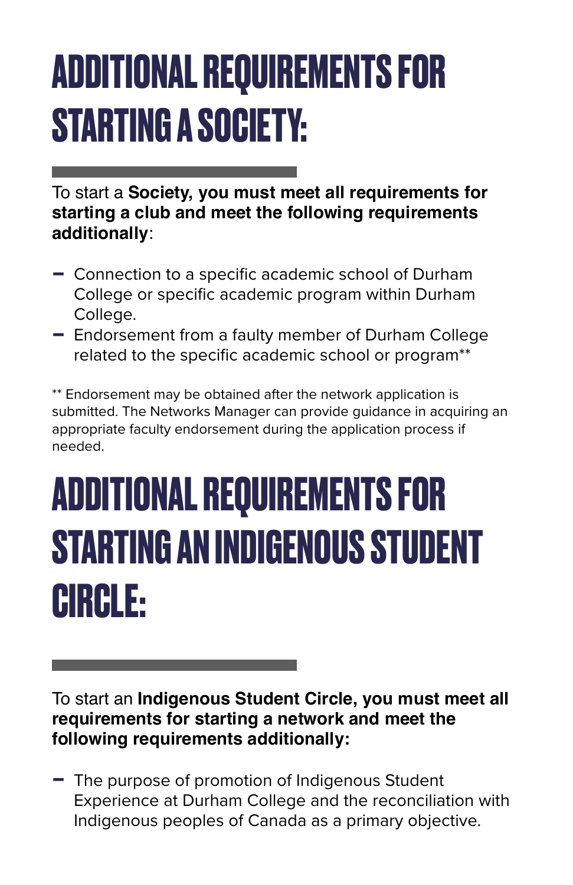# ADDITIONAL REQUIREMENTS FOR STARTING A SOCIETY:

To start a **Society, you must meet all requirements for starting a club and meet the following requirements additionally**:

- Connection to a specific academic school of Durham College or specific academic program within Durham College.
- Endorsement from a faulty member of Durham College related to the specific academic school or program**

** Endorsement may be obtained after the network application is submitted. The Networks Manager can provide guidance in acquiring an appropriate faculty endorsement during the application process if needed.

# ADDITIONAL REQUIREMENTS FOR STARTING AN INDIGENOUS STUDENT CIRCLE:

To start an **Indigenous Student Circle, you must meet all requirements for starting a network and meet the following requirements additionally:**

- The purpose of promotion of Indigenous Student Experience at Durham College and the reconciliation with Indigenous peoples of Canada as a primary objective.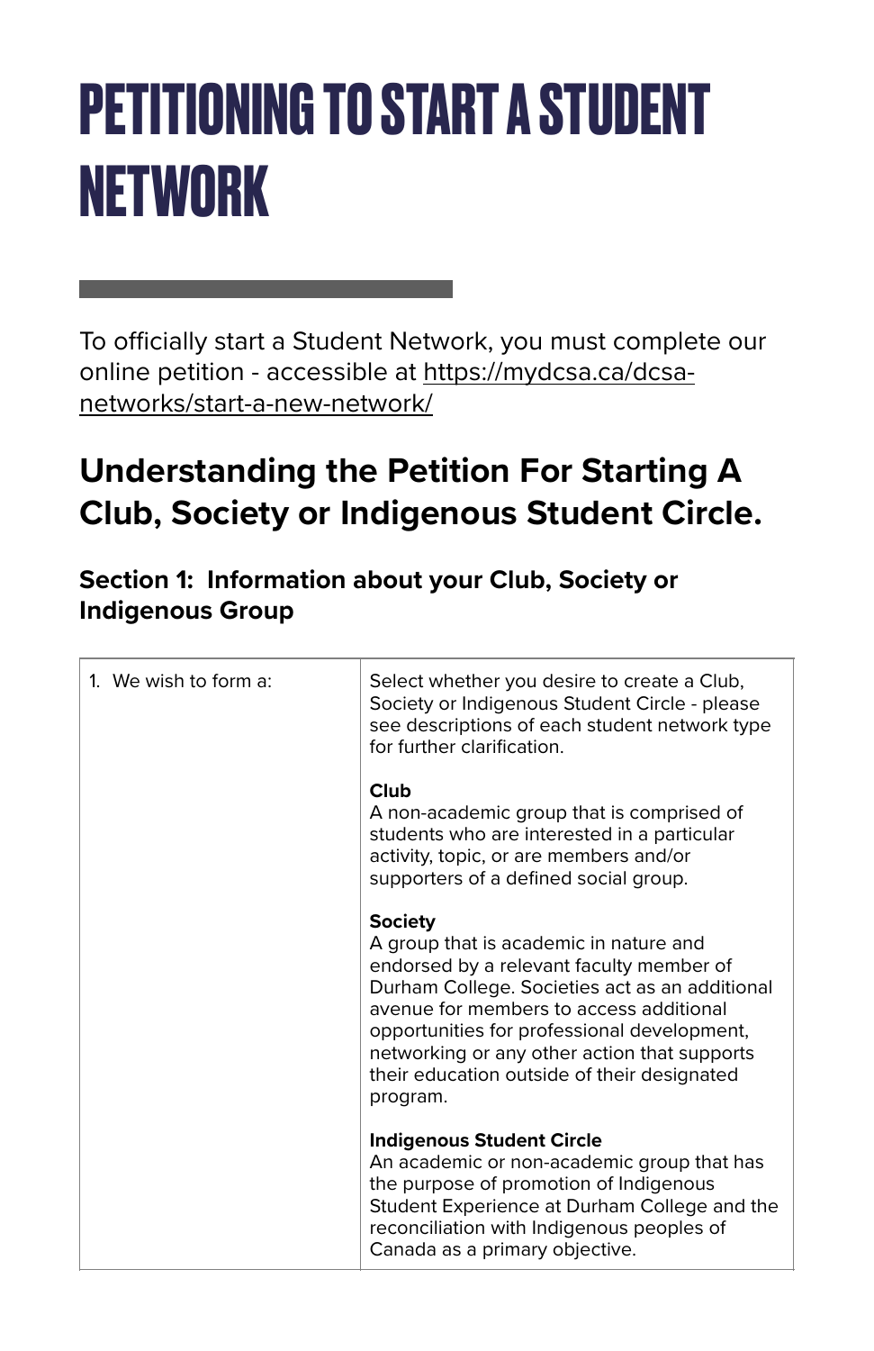# PETITIONING TO START A STUDENT NETWORK

To officially start a Student Network, you must complete our online petition - accessible at https://mydcsa.ca/dcsa-networks/start-a-new-network/

## Understanding the Petition For Starting A Club, Society or Indigenous Student Circle.

### Section 1: Information about your Club, Society or Indigenous Group

| | |
|---|---|
| 1. We wish to form a: | Select whether you desire to create a Club, Society or Indigenous Student Circle - please see descriptions of each student network type for further clarification.<br><br>**Club**<br>A non-academic group that is comprised of students who are interested in a particular activity, topic, or are members and/or supporters of a defined social group.<br><br>**Society**<br>A group that is academic in nature and endorsed by a relevant faculty member of Durham College. Societies act as an additional avenue for members to access additional opportunities for professional development, networking or any other action that supports their education outside of their designated program.<br><br>**Indigenous Student Circle**<br>An academic or non-academic group that has the purpose of promotion of Indigenous Student Experience at Durham College and the reconciliation with Indigenous peoples of Canada as a primary objective. |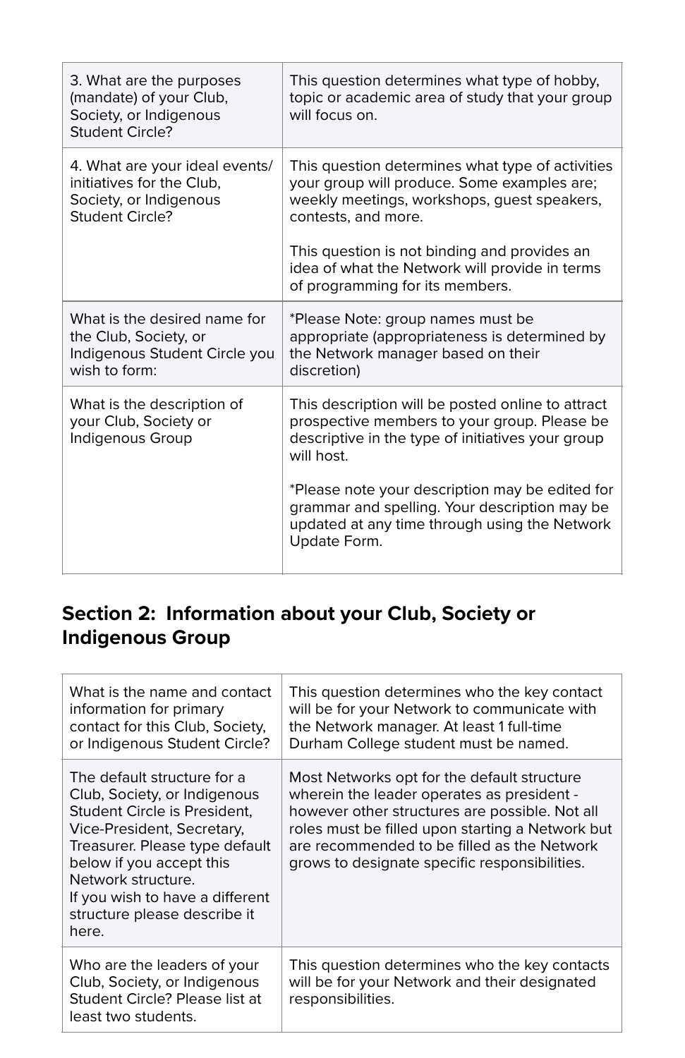| | |
|---|---|
| 3. What are the purposes (mandate) of your Club, Society, or Indigenous Student Circle? | This question determines what type of hobby, topic or academic area of study that your group will focus on. |
| 4. What are your ideal events/ initiatives for the Club, Society, or Indigenous Student Circle? | This question determines what type of activities your group will produce. Some examples are; weekly meetings, workshops, guest speakers, contests, and more.<br><br>This question is not binding and provides an idea of what the Network will provide in terms of programming for its members. |
| What is the desired name for the Club, Society, or Indigenous Student Circle you wish to form: | *Please Note: group names must be appropriate (appropriateness is determined by the Network manager based on their discretion) |
| What is the description of your Club, Society or Indigenous Group | This description will be posted online to attract prospective members to your group. Please be descriptive in the type of initiatives your group will host.<br><br>*Please note your description may be edited for grammar and spelling. Your description may be updated at any time through using the Network Update Form. |

## Section 2: Information about your Club, Society or Indigenous Group

| | |
|---|---|
| What is the name and contact information for primary contact for this Club, Society, or Indigenous Student Circle? | This question determines who the key contact will be for your Network to communicate with the Network manager. At least 1 full-time Durham College student must be named. |
| The default structure for a Club, Society, or Indigenous Student Circle is President, Vice-President, Secretary, Treasurer. Please type default below if you accept this Network structure.<br>If you wish to have a different structure please describe it here. | Most Networks opt for the default structure wherein the leader operates as president - however other structures are possible. Not all roles must be filled upon starting a Network but are recommended to be filled as the Network grows to designate specific responsibilities. |
| Who are the leaders of your Club, Society, or Indigenous Student Circle? Please list at least two students. | This question determines who the key contacts will be for your Network and their designated responsibilities. |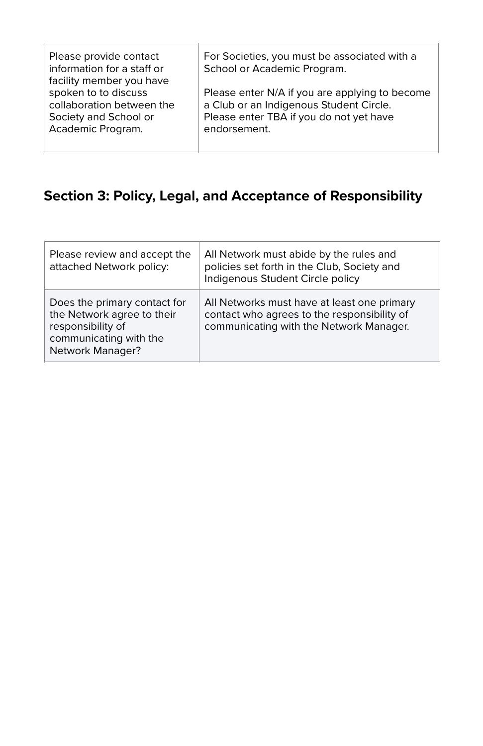| | |
|---|---|
| Please provide contact information for a staff or facility member you have spoken to to discuss collaboration between the Society and School or Academic Program. | For Societies, you must be associated with a School or Academic Program.<br><br>Please enter N/A if you are applying to become a Club or an Indigenous Student Circle.<br>Please enter TBA if you do not yet have endorsement. |

## Section 3: Policy, Legal, and Acceptance of Responsibility

| | |
|---|---|
| Please review and accept the attached Network policy: | All Network must abide by the rules and policies set forth in the Club, Society and Indigenous Student Circle policy |
| Does the primary contact for the Network agree to their responsibility of communicating with the Network Manager? | All Networks must have at least one primary contact who agrees to the responsibility of communicating with the Network Manager. |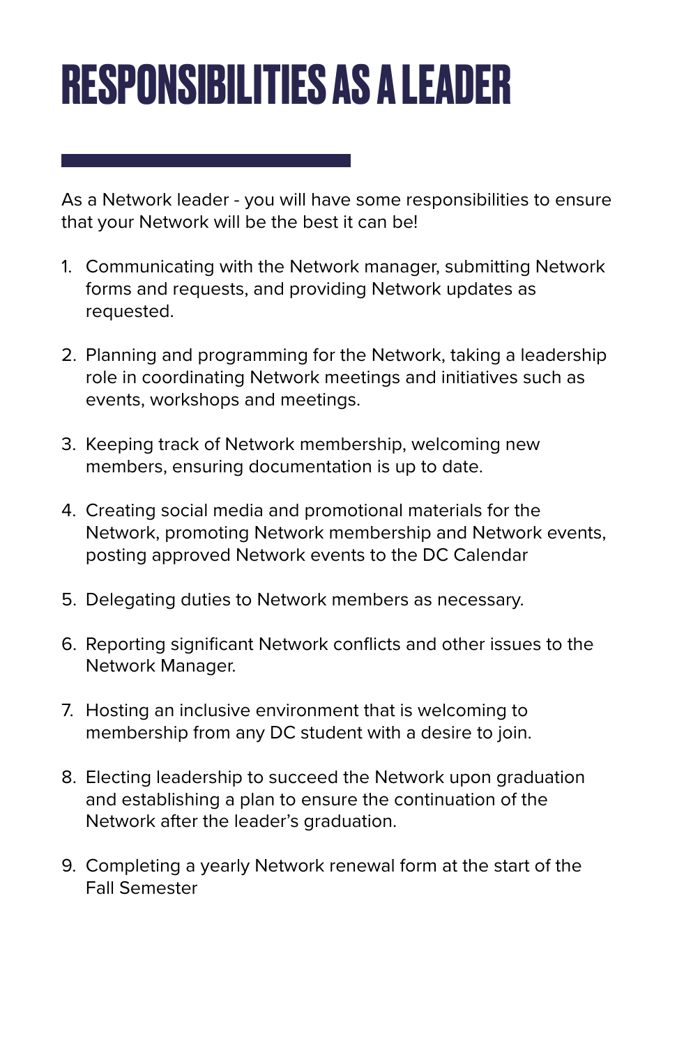# RESPONSIBILITIES AS A LEADER

As a Network leader - you will have some responsibilities to ensure that your Network will be the best it can be!

1. Communicating with the Network manager, submitting Network forms and requests, and providing Network updates as requested.
2. Planning and programming for the Network, taking a leadership role in coordinating Network meetings and initiatives such as events, workshops and meetings.
3. Keeping track of Network membership, welcoming new members, ensuring documentation is up to date.
4. Creating social media and promotional materials for the Network, promoting Network membership and Network events, posting approved Network events to the DC Calendar
5. Delegating duties to Network members as necessary.
6. Reporting significant Network conflicts and other issues to the Network Manager.
7. Hosting an inclusive environment that is welcoming to membership from any DC student with a desire to join.
8. Electing leadership to succeed the Network upon graduation and establishing a plan to ensure the continuation of the Network after the leader's graduation.
9. Completing a yearly Network renewal form at the start of the Fall Semester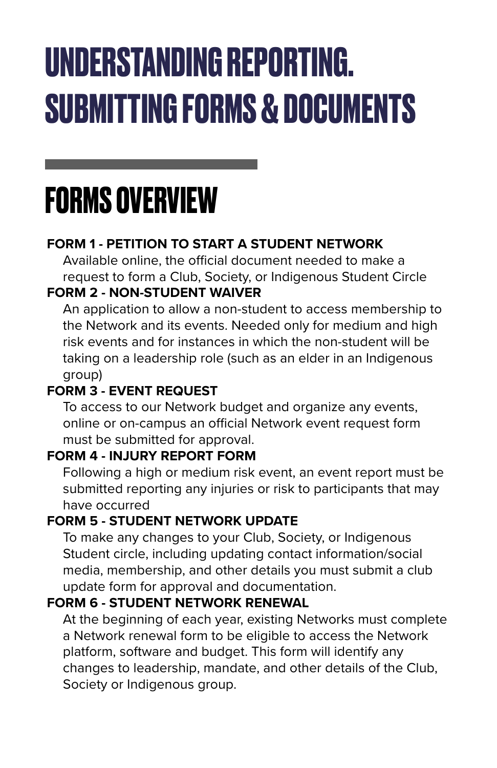# UNDERSTANDING REPORTING. SUBMITTING FORMS & DOCUMENTS

## FORMS OVERVIEW

**FORM 1 - PETITION TO START A STUDENT NETWORK**

Available online, the official document needed to make a request to form a Club, Society, or Indigenous Student Circle

**FORM 2 - NON-STUDENT WAIVER**

An application to allow a non-student to access membership to the Network and its events. Needed only for medium and high risk events and for instances in which the non-student will be taking on a leadership role (such as an elder in an Indigenous group)

**FORM 3 - EVENT REQUEST**

To access to our Network budget and organize any events, online or on-campus an official Network event request form must be submitted for approval.

**FORM 4 - INJURY REPORT FORM**

Following a high or medium risk event, an event report must be submitted reporting any injuries or risk to participants that may have occurred

**FORM 5 - STUDENT NETWORK UPDATE**

To make any changes to your Club, Society, or Indigenous Student circle, including updating contact information/social media, membership, and other details you must submit a club update form for approval and documentation.

**FORM 6 - STUDENT NETWORK RENEWAL**

At the beginning of each year, existing Networks must complete a Network renewal form to be eligible to access the Network platform, software and budget. This form will identify any changes to leadership, mandate, and other details of the Club, Society or Indigenous group.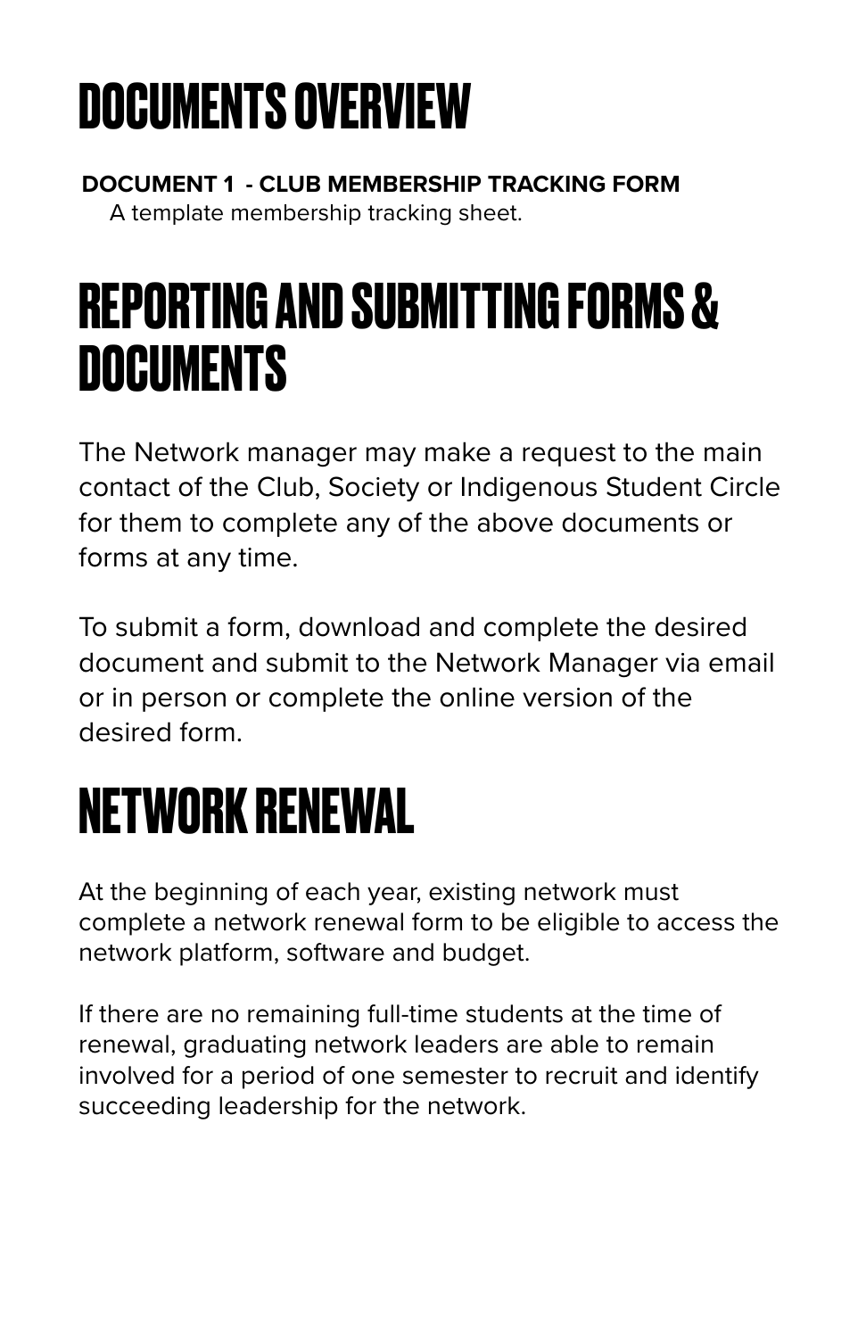# DOCUMENTS OVERVIEW

**DOCUMENT 1 - CLUB MEMBERSHIP TRACKING FORM**

A template membership tracking sheet.

# REPORTING AND SUBMITTING FORMS & DOCUMENTS

The Network manager may make a request to the main contact of the Club, Society or Indigenous Student Circle for them to complete any of the above documents or forms at any time.

To submit a form, download and complete the desired document and submit to the Network Manager via email or in person or complete the online version of the desired form.

# NETWORK RENEWAL

At the beginning of each year, existing network must complete a network renewal form to be eligible to access the network platform, software and budget.

If there are no remaining full-time students at the time of renewal, graduating network leaders are able to remain involved for a period of one semester to recruit and identify succeeding leadership for the network.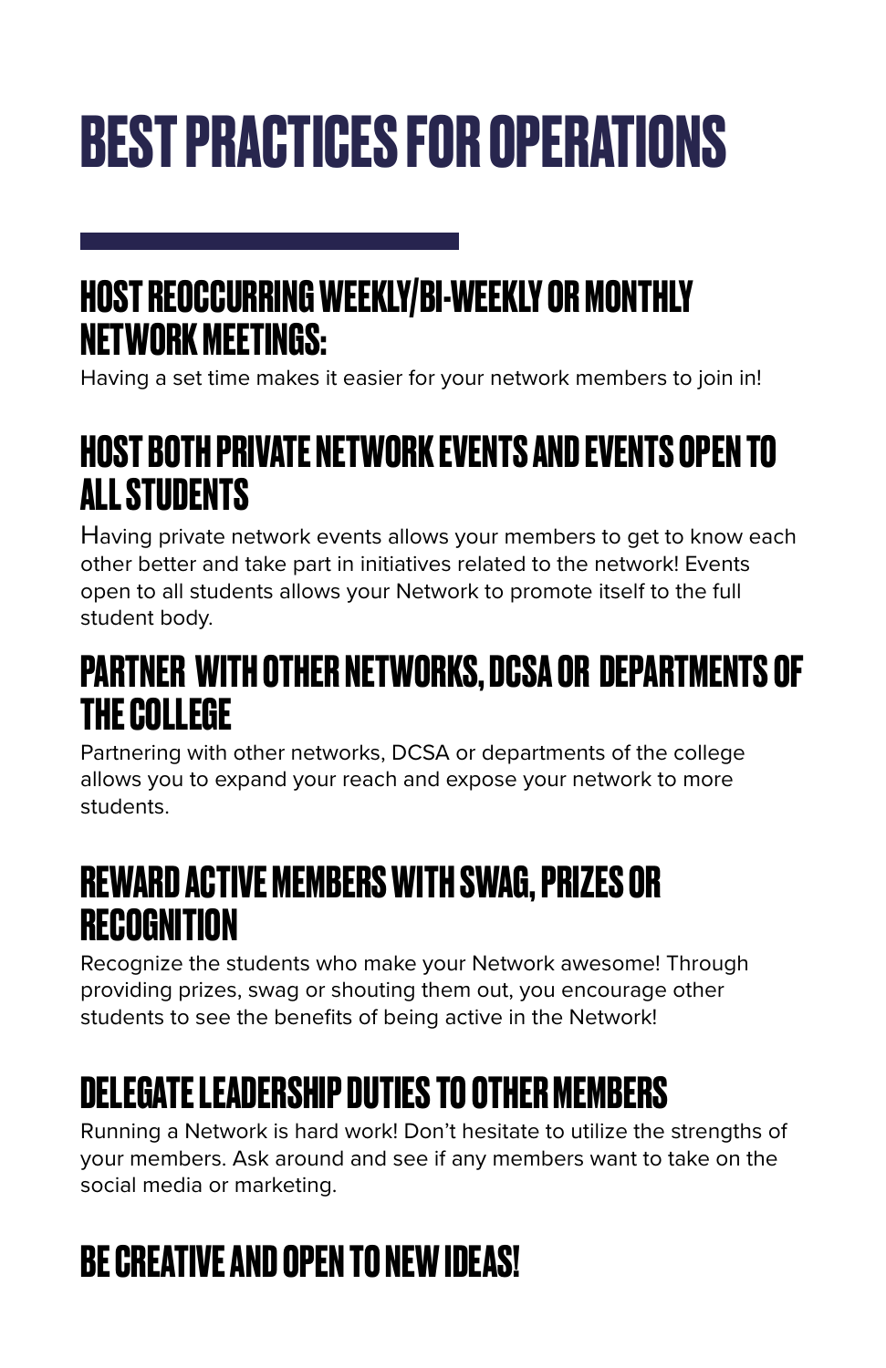# BEST PRACTICES FOR OPERATIONS

## HOST REOCCURRING WEEKLY/BI-WEEKLY OR MONTHLY NETWORK MEETINGS:

Having a set time makes it easier for your network members to join in!

## HOST BOTH PRIVATE NETWORK EVENTS AND EVENTS OPEN TO ALL STUDENTS

Having private network events allows your members to get to know each other better and take part in initiatives related to the network! Events open to all students allows your Network to promote itself to the full student body.

## PARTNER WITH OTHER NETWORKS, DCSA OR DEPARTMENTS OF THE COLLEGE

Partnering with other networks, DCSA or departments of the college allows you to expand your reach and expose your network to more students.

## REWARD ACTIVE MEMBERS WITH SWAG, PRIZES OR RECOGNITION

Recognize the students who make your Network awesome! Through providing prizes, swag or shouting them out, you encourage other students to see the benefits of being active in the Network!

## DELEGATE LEADERSHIP DUTIES TO OTHER MEMBERS

Running a Network is hard work! Don't hesitate to utilize the strengths of your members. Ask around and see if any members want to take on the social media or marketing.

## BE CREATIVE AND OPEN TO NEW IDEAS!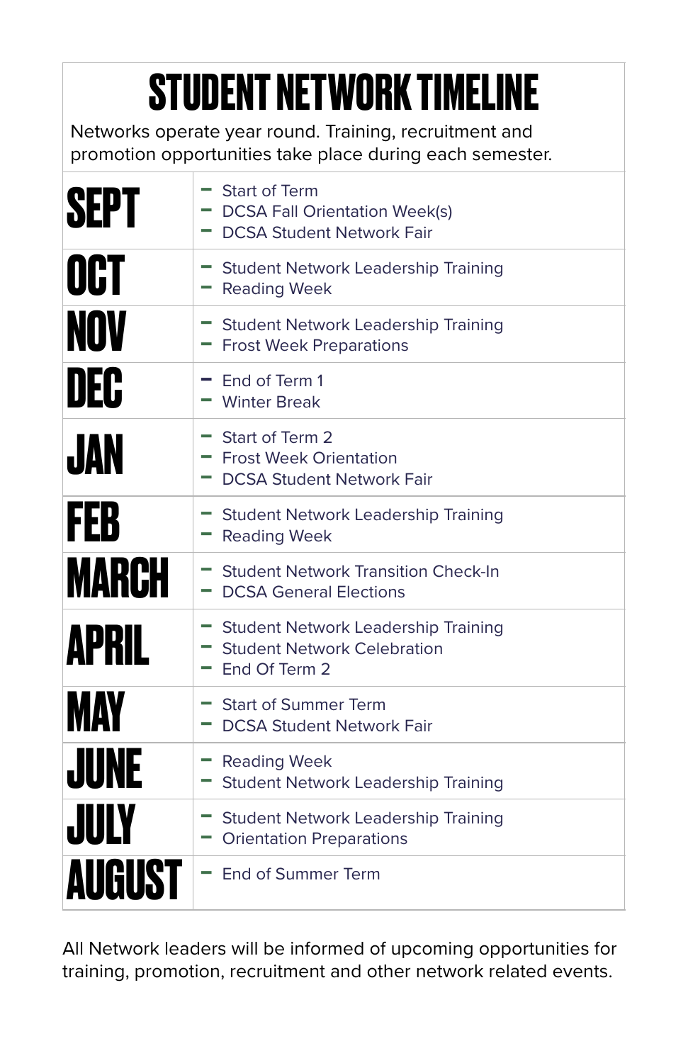# STUDENT NETWORK TIMELINE

Networks operate year round. Training, recruitment and promotion opportunities take place during each semester.

| | |
|---|---|
| **SEPT** | - Start of Term<br>- DCSA Fall Orientation Week(s)<br>- DCSA Student Network Fair |
| **OCT** | - Student Network Leadership Training<br>- Reading Week |
| **NOV** | - Student Network Leadership Training<br>- Frost Week Preparations |
| **DEC** | - End of Term 1<br>- Winter Break |
| **JAN** | - Start of Term 2<br>- Frost Week Orientation<br>- DCSA Student Network Fair |
| **FEB** | - Student Network Leadership Training<br>- Reading Week |
| **MARCH** | - Student Network Transition Check-In<br>- DCSA General Elections |
| **APRIL** | - Student Network Leadership Training<br>- Student Network Celebration<br>- End Of Term 2 |
| **MAY** | - Start of Summer Term<br>- DCSA Student Network Fair |
| **JUNE** | - Reading Week<br>- Student Network Leadership Training |
| **JULY** | - Student Network Leadership Training<br>- Orientation Preparations |
| **AUGUST** | - End of Summer Term |

All Network leaders will be informed of upcoming opportunities for training, promotion, recruitment and other network related events.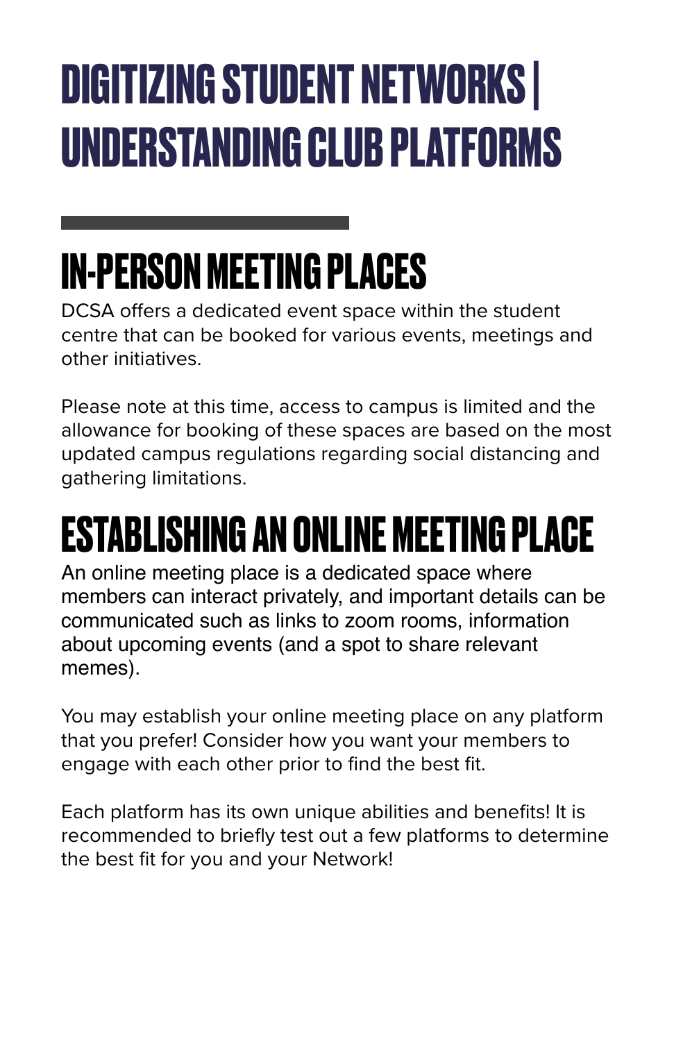# DIGITIZING STUDENT NETWORKS | UNDERSTANDING CLUB PLATFORMS

## IN-PERSON MEETING PLACES

DCSA offers a dedicated event space within the student centre that can be booked for various events, meetings and other initiatives.

Please note at this time, access to campus is limited and the allowance for booking of these spaces are based on the most updated campus regulations regarding social distancing and gathering limitations.

## ESTABLISHING AN ONLINE MEETING PLACE

An online meeting place is a dedicated space where members can interact privately, and important details can be communicated such as links to zoom rooms, information about upcoming events (and a spot to share relevant memes).

You may establish your online meeting place on any platform that you prefer! Consider how you want your members to engage with each other prior to find the best fit.

Each platform has its own unique abilities and benefits! It is recommended to briefly test out a few platforms to determine the best fit for you and your Network!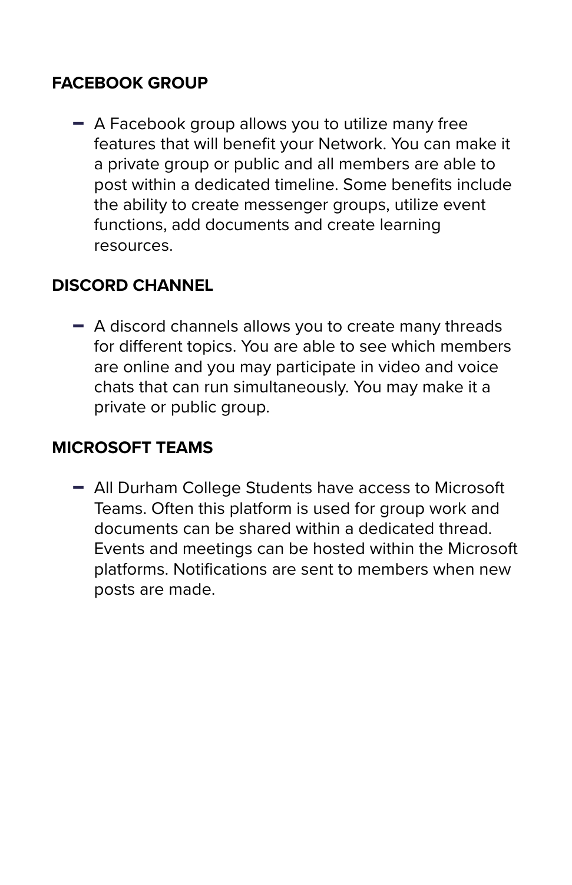**FACEBOOK GROUP**

- A Facebook group allows you to utilize many free features that will benefit your Network. You can make it a private group or public and all members are able to post within a dedicated timeline. Some benefits include the ability to create messenger groups, utilize event functions, add documents and create learning resources.

**DISCORD CHANNEL**

- A discord channels allows you to create many threads for different topics. You are able to see which members are online and you may participate in video and voice chats that can run simultaneously. You may make it a private or public group.

**MICROSOFT TEAMS**

- All Durham College Students have access to Microsoft Teams. Often this platform is used for group work and documents can be shared within a dedicated thread. Events and meetings can be hosted within the Microsoft platforms. Notifications are sent to members when new posts are made.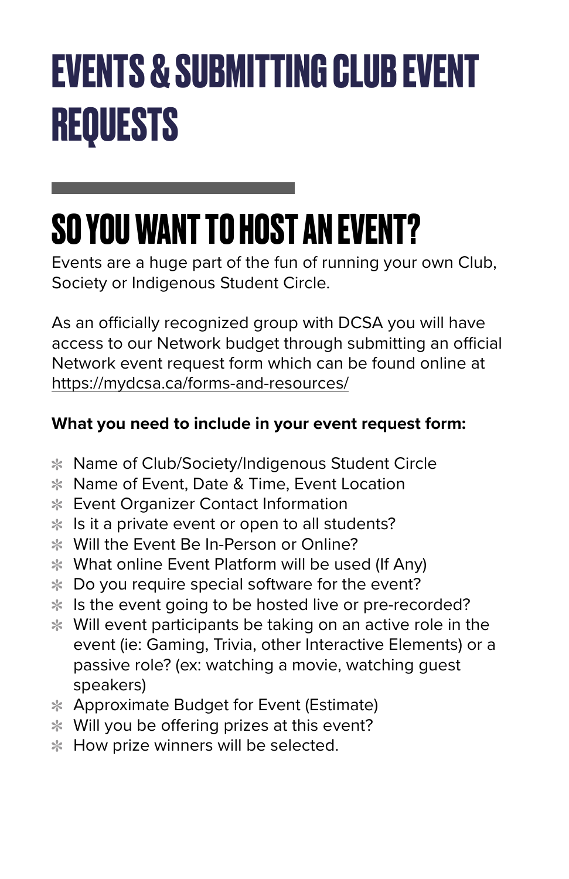# EVENTS & SUBMITTING CLUB EVENT REQUESTS

## SO YOU WANT TO HOST AN EVENT?

Events are a huge part of the fun of running your own Club, Society or Indigenous Student Circle.

As an officially recognized group with DCSA you will have access to our Network budget through submitting an official Network event request form which can be found online at https://mydcsa.ca/forms-and-resources/

**What you need to include in your event request form:**

- Name of Club/Society/Indigenous Student Circle
- Name of Event, Date & Time, Event Location
- Event Organizer Contact Information
- Is it a private event or open to all students?
- Will the Event Be In-Person or Online?
- What online Event Platform will be used (If Any)
- Do you require special software for the event?
- Is the event going to be hosted live or pre-recorded?
- Will event participants be taking on an active role in the event (ie: Gaming, Trivia, other Interactive Elements) or a passive role? (ex: watching a movie, watching guest speakers)
- Approximate Budget for Event (Estimate)
- Will you be offering prizes at this event?
- How prize winners will be selected.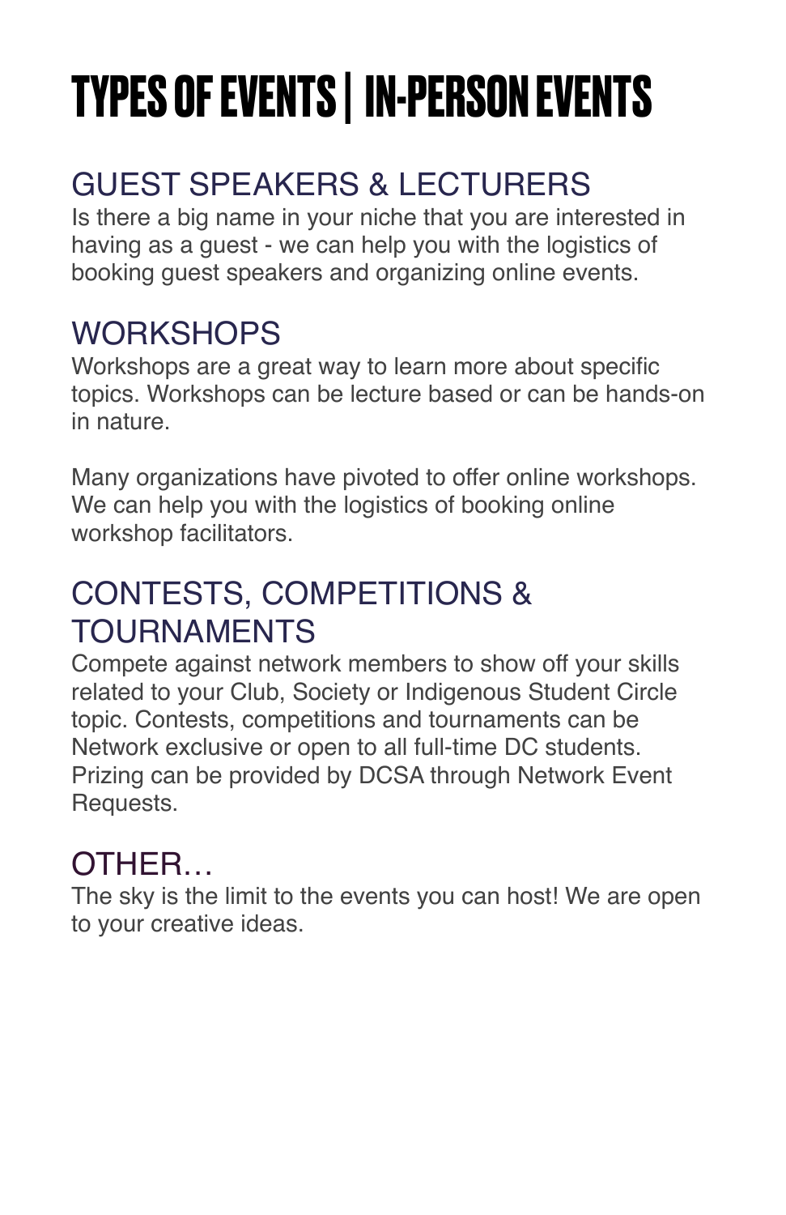# TYPES OF EVENTS | IN-PERSON EVENTS

## GUEST SPEAKERS & LECTURERS

Is there a big name in your niche that you are interested in having as a guest - we can help you with the logistics of booking guest speakers and organizing online events.

## WORKSHOPS

Workshops are a great way to learn more about specific topics. Workshops can be lecture based or can be hands-on in nature.

Many organizations have pivoted to offer online workshops. We can help you with the logistics of booking online workshop facilitators.

## CONTESTS, COMPETITIONS & TOURNAMENTS

Compete against network members to show off your skills related to your Club, Society or Indigenous Student Circle topic. Contests, competitions and tournaments can be Network exclusive or open to all full-time DC students. Prizing can be provided by DCSA through Network Event Requests.

## OTHER…

The sky is the limit to the events you can host! We are open to your creative ideas.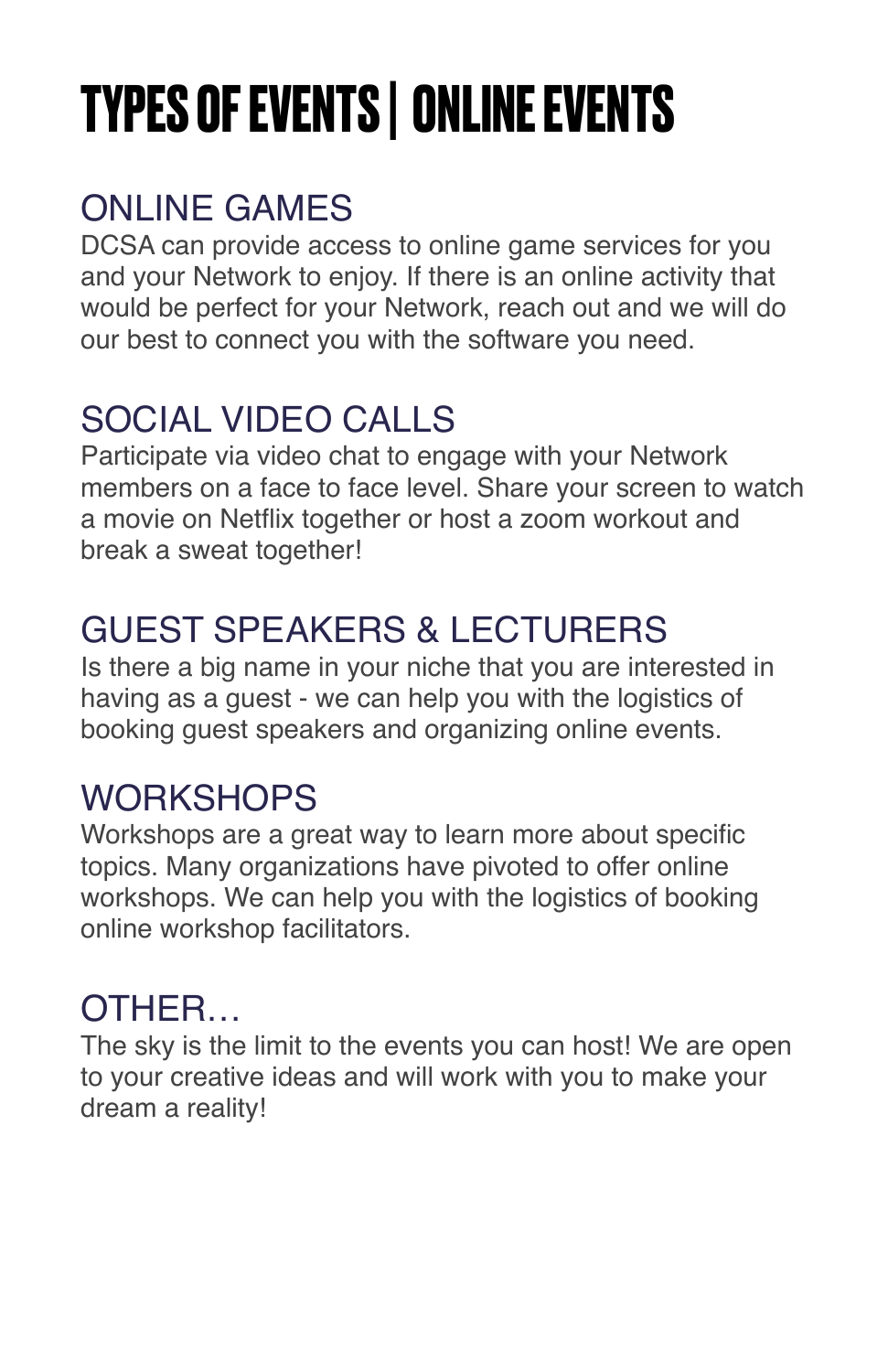# TYPES OF EVENTS | ONLINE EVENTS

## ONLINE GAMES

DCSA can provide access to online game services for you and your Network to enjoy. If there is an online activity that would be perfect for your Network, reach out and we will do our best to connect you with the software you need.

## SOCIAL VIDEO CALLS

Participate via video chat to engage with your Network members on a face to face level. Share your screen to watch a movie on Netflix together or host a zoom workout and break a sweat together!

## GUEST SPEAKERS & LECTURERS

Is there a big name in your niche that you are interested in having as a guest - we can help you with the logistics of booking guest speakers and organizing online events.

## WORKSHOPS

Workshops are a great way to learn more about specific topics. Many organizations have pivoted to offer online workshops. We can help you with the logistics of booking online workshop facilitators.

## OTHER…

The sky is the limit to the events you can host! We are open to your creative ideas and will work with you to make your dream a reality!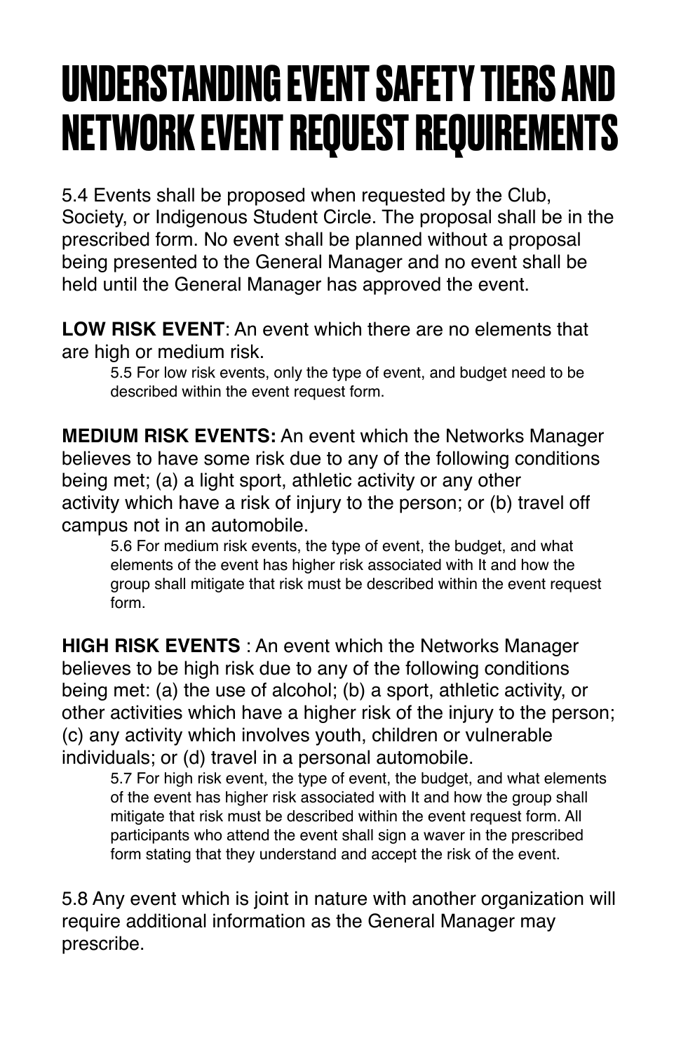# UNDERSTANDING EVENT SAFETY TIERS AND NETWORK EVENT REQUEST REQUIREMENTS

5.4 Events shall be proposed when requested by the Club, Society, or Indigenous Student Circle. The proposal shall be in the prescribed form. No event shall be planned without a proposal being presented to the General Manager and no event shall be held until the General Manager has approved the event.

**LOW RISK EVENT**: An event which there are no elements that are high or medium risk.

> 5.5 For low risk events, only the type of event, and budget need to be described within the event request form.

**MEDIUM RISK EVENTS:** An event which the Networks Manager believes to have some risk due to any of the following conditions being met; (a) a light sport, athletic activity or any other activity which have a risk of injury to the person; or (b) travel off campus not in an automobile.

> 5.6 For medium risk events, the type of event, the budget, and what elements of the event has higher risk associated with It and how the group shall mitigate that risk must be described within the event request form.

**HIGH RISK EVENTS** : An event which the Networks Manager believes to be high risk due to any of the following conditions being met: (a) the use of alcohol; (b) a sport, athletic activity, or other activities which have a higher risk of the injury to the person; (c) any activity which involves youth, children or vulnerable individuals; or (d) travel in a personal automobile.

> 5.7 For high risk event, the type of event, the budget, and what elements of the event has higher risk associated with It and how the group shall mitigate that risk must be described within the event request form. All participants who attend the event shall sign a waver in the prescribed form stating that they understand and accept the risk of the event.

5.8 Any event which is joint in nature with another organization will require additional information as the General Manager may prescribe.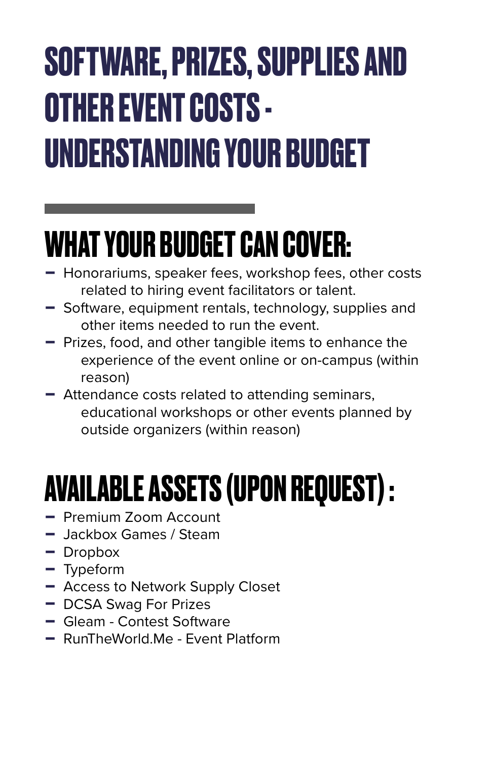# SOFTWARE, PRIZES, SUPPLIES AND OTHER EVENT COSTS - UNDERSTANDING YOUR BUDGET

## WHAT YOUR BUDGET CAN COVER:

- Honorariums, speaker fees, workshop fees, other costs related to hiring event facilitators or talent.
- Software, equipment rentals, technology, supplies and other items needed to run the event.
- Prizes, food, and other tangible items to enhance the experience of the event online or on-campus (within reason)
- Attendance costs related to attending seminars, educational workshops or other events planned by outside organizers (within reason)

## AVAILABLE ASSETS (UPON REQUEST) :

- Premium Zoom Account
- Jackbox Games / Steam
- Dropbox
- Typeform
- Access to Network Supply Closet
- DCSA Swag For Prizes
- Gleam - Contest Software
- RunTheWorld.Me - Event Platform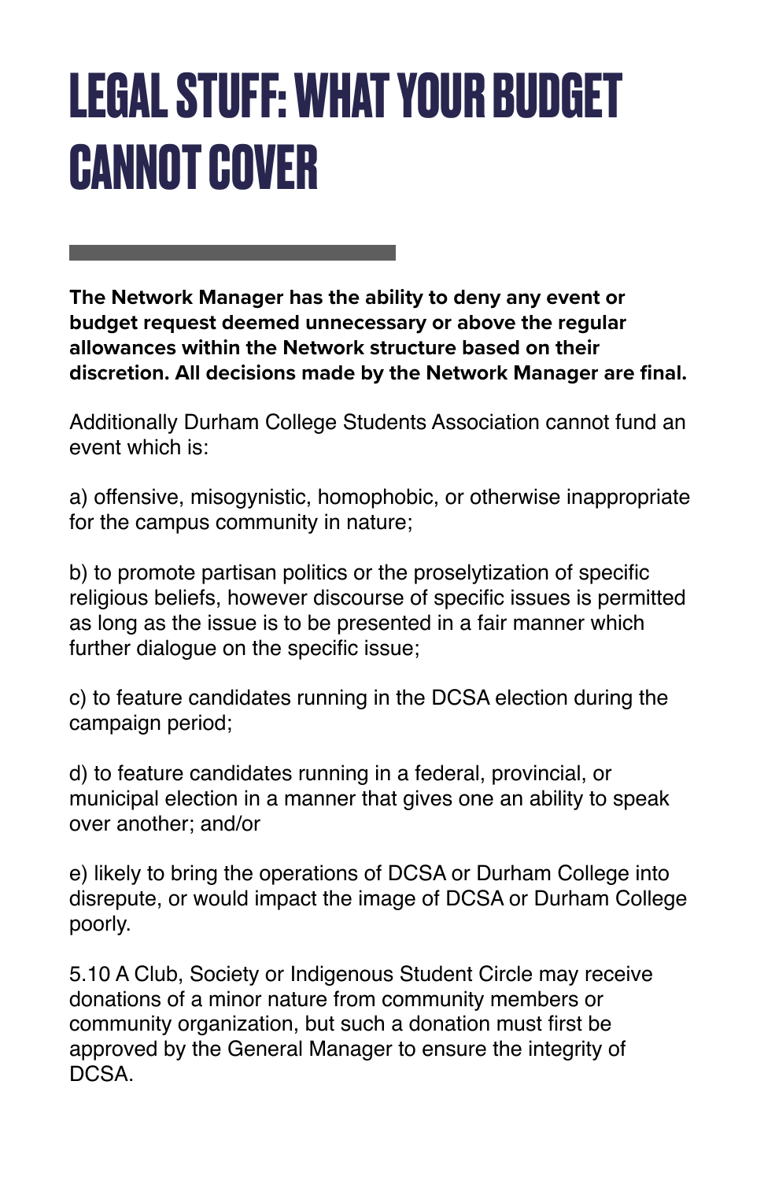# LEGAL STUFF: WHAT YOUR BUDGET CANNOT COVER

**The Network Manager has the ability to deny any event or budget request deemed unnecessary or above the regular allowances within the Network structure based on their discretion. All decisions made by the Network Manager are final.**

Additionally Durham College Students Association cannot fund an event which is:

a) offensive, misogynistic, homophobic, or otherwise inappropriate for the campus community in nature;

b) to promote partisan politics or the proselytization of specific religious beliefs, however discourse of specific issues is permitted as long as the issue is to be presented in a fair manner which further dialogue on the specific issue;

c) to feature candidates running in the DCSA election during the campaign period;

d) to feature candidates running in a federal, provincial, or municipal election in a manner that gives one an ability to speak over another; and/or

e) likely to bring the operations of DCSA or Durham College into disrepute, or would impact the image of DCSA or Durham College poorly.

5.10 A Club, Society or Indigenous Student Circle may receive donations of a minor nature from community members or community organization, but such a donation must first be approved by the General Manager to ensure the integrity of DCSA.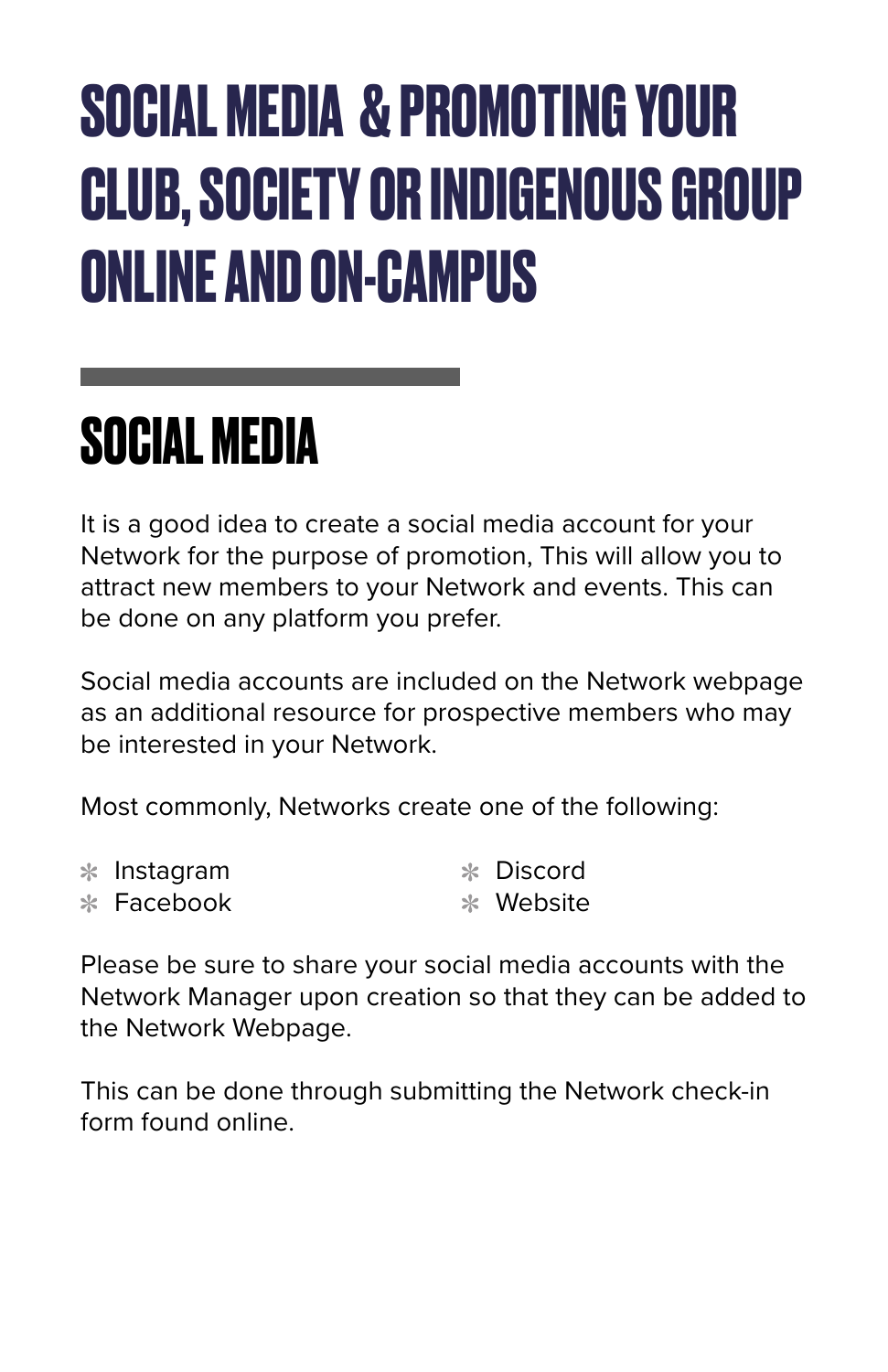# SOCIAL MEDIA & PROMOTING YOUR CLUB, SOCIETY OR INDIGENOUS GROUP ONLINE AND ON-CAMPUS

## SOCIAL MEDIA

It is a good idea to create a social media account for your Network for the purpose of promotion, This will allow you to attract new members to your Network and events. This can be done on any platform you prefer.

Social media accounts are included on the Network webpage as an additional resource for prospective members who may be interested in your Network.

Most commonly, Networks create one of the following:

- Instagram
- Facebook
- Discord
- Website

Please be sure to share your social media accounts with the Network Manager upon creation so that they can be added to the Network Webpage.

This can be done through submitting the Network check-in form found online.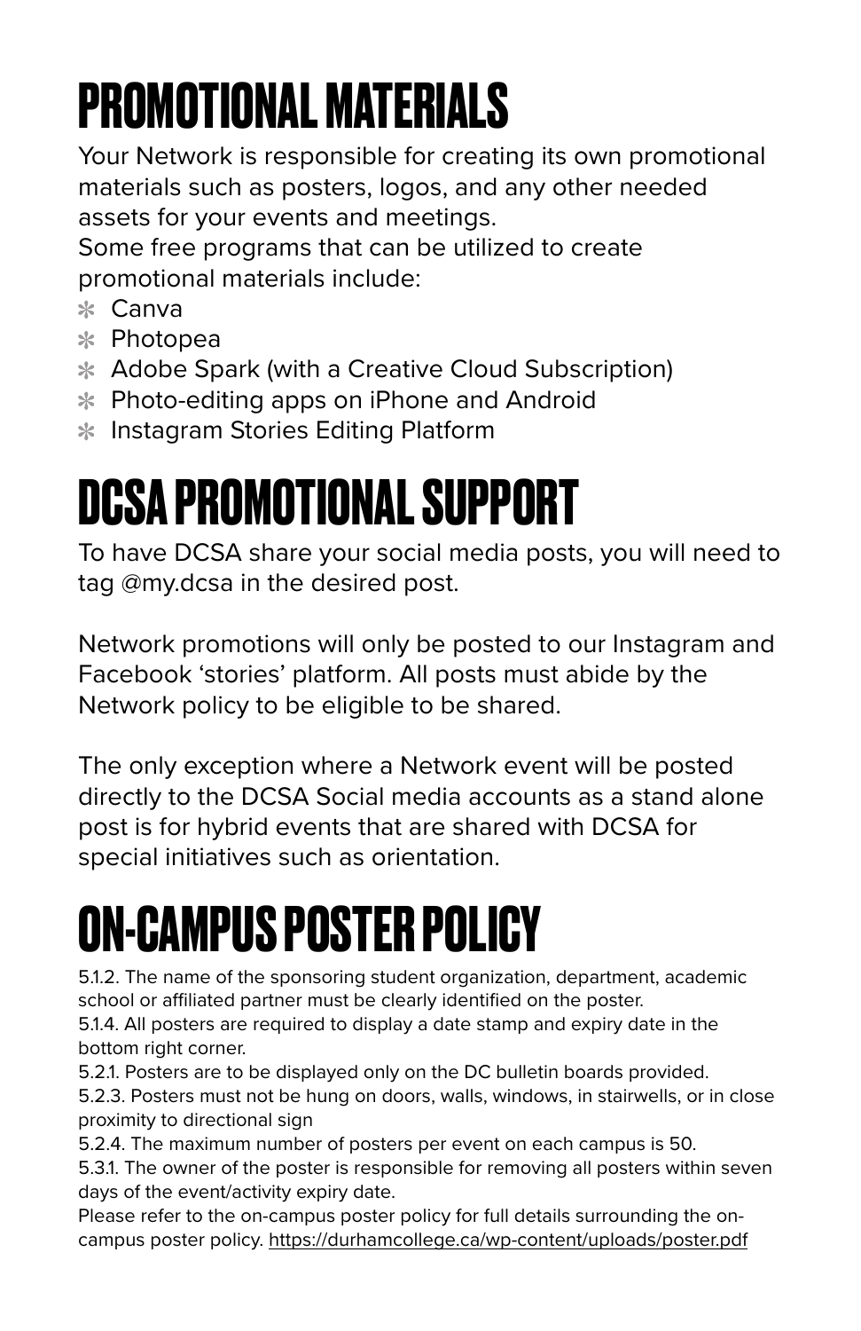# PROMOTIONAL MATERIALS

Your Network is responsible for creating its own promotional materials such as posters, logos, and any other needed assets for your events and meetings.
Some free programs that can be utilized to create promotional materials include:

- Canva
- Photopea
- Adobe Spark (with a Creative Cloud Subscription)
- Photo-editing apps on iPhone and Android
- Instagram Stories Editing Platform

# DCSA PROMOTIONAL SUPPORT

To have DCSA share your social media posts, you will need to tag @my.dcsa in the desired post.

Network promotions will only be posted to our Instagram and Facebook 'stories' platform. All posts must abide by the Network policy to be eligible to be shared.

The only exception where a Network event will be posted directly to the DCSA Social media accounts as a stand alone post is for hybrid events that are shared with DCSA for special initiatives such as orientation.

# ON-CAMPUS POSTER POLICY

5.1.2. The name of the sponsoring student organization, department, academic school or affiliated partner must be clearly identified on the poster.
5.1.4. All posters are required to display a date stamp and expiry date in the bottom right corner.
5.2.1. Posters are to be displayed only on the DC bulletin boards provided.
5.2.3. Posters must not be hung on doors, walls, windows, in stairwells, or in close proximity to directional sign
5.2.4. The maximum number of posters per event on each campus is 50.
5.3.1. The owner of the poster is responsible for removing all posters within seven days of the event/activity expiry date.
Please refer to the on-campus poster policy for full details surrounding the on-campus poster policy. https://durhamcollege.ca/wp-content/uploads/poster.pdf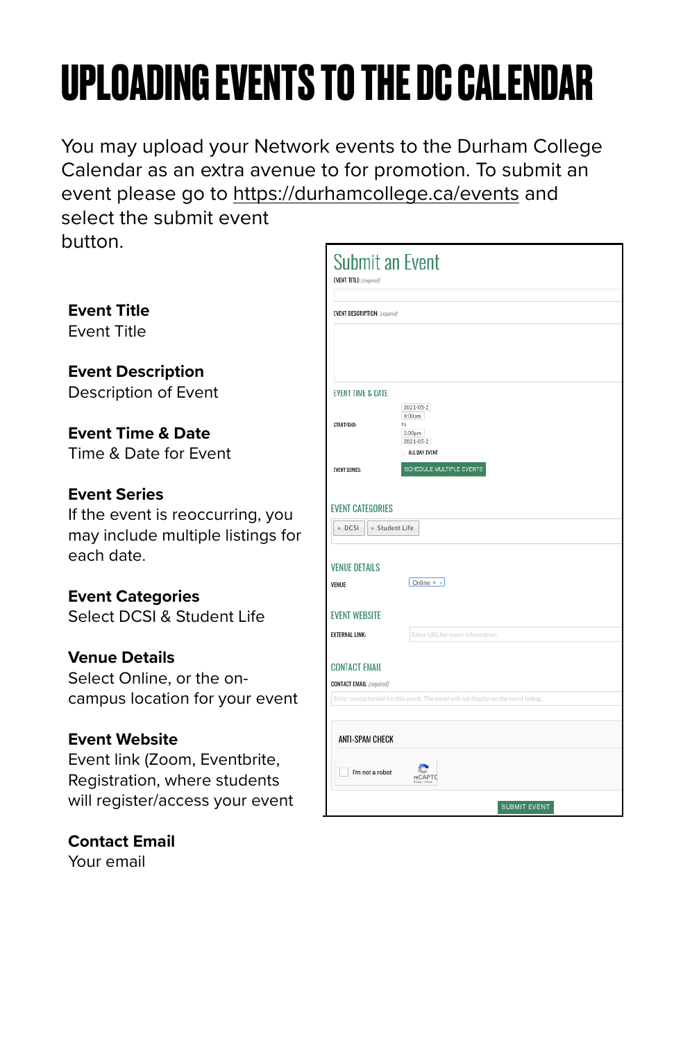# UPLOADING EVENTS TO THE DC CALENDAR

You may upload your Network events to the Durham College Calendar as an extra avenue to for promotion. To submit an event please go to https://durhamcollege.ca/events and select the submit event button.

**Event Title**
Event Title

**Event Description**
Description of Event

**Event Time & Date**
Time & Date for Event

**Event Series**
If the event is reoccurring, you may include multiple listings for each date.

**Event Categories**
Select DCSI & Student Life

**Venue Details**
Select Online, or the on-campus location for your event

**Event Website**
Event link (Zoom, Eventbrite, Registration, where students will register/access your event

**Contact Email**
Your email

Submit an Event

EVENT TITLE: (required)

EVENT DESCRIPTION (required)

EVENT TIME & DATE

START/END: 2021-05-2 8:00am to 5:00pm 2021-05-2

ALL DAY EVENT

EVENT SERIES: SCHEDULE MULTIPLE EVENTS

EVENT CATEGORIES

× DCSI × Student Life

VENUE DETAILS

VENUE: Online ×

EVENT WEBSITE

EXTERNAL LINK: Enter URL for event information

CONTACT EMAIL

CONTACT EMAIL (required)

Enter contact email for this event. The email will not display on the event listing.

ANTI-SPAM CHECK

I'm not a robot

reCAPTCHA

SUBMIT EVENT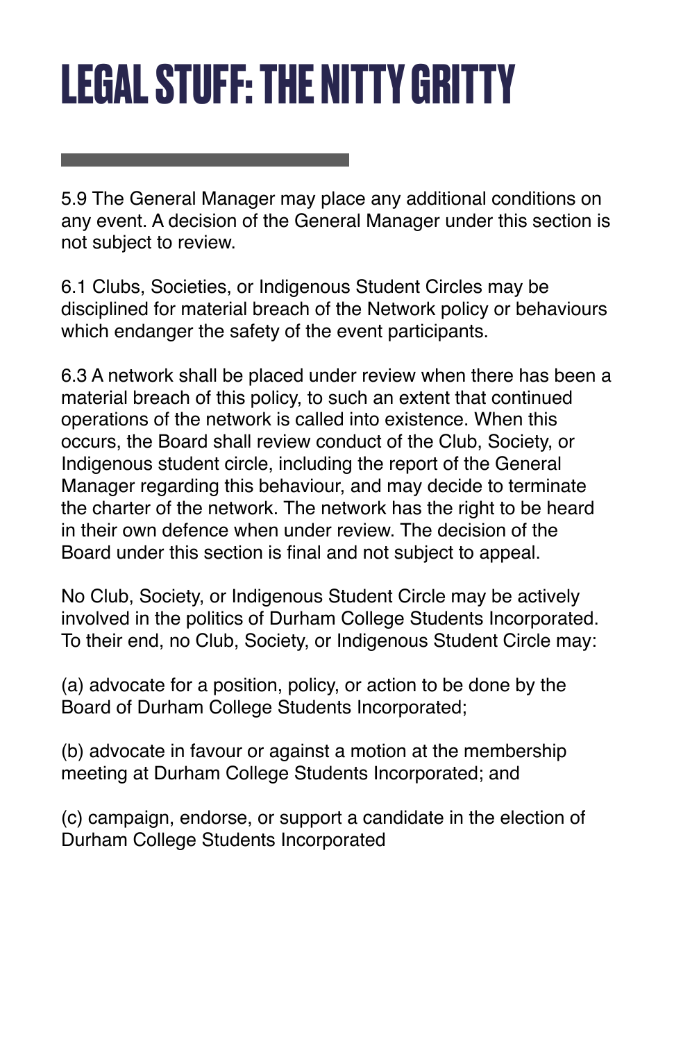# LEGAL STUFF: THE NITTY GRITTY

5.9 The General Manager may place any additional conditions on any event. A decision of the General Manager under this section is not subject to review.

6.1 Clubs, Societies, or Indigenous Student Circles may be disciplined for material breach of the Network policy or behaviours which endanger the safety of the event participants.

6.3 A network shall be placed under review when there has been a material breach of this policy, to such an extent that continued operations of the network is called into existence. When this occurs, the Board shall review conduct of the Club, Society, or Indigenous student circle, including the report of the General Manager regarding this behaviour, and may decide to terminate the charter of the network. The network has the right to be heard in their own defence when under review. The decision of the Board under this section is final and not subject to appeal.

No Club, Society, or Indigenous Student Circle may be actively involved in the politics of Durham College Students Incorporated. To their end, no Club, Society, or Indigenous Student Circle may:

(a) advocate for a position, policy, or action to be done by the Board of Durham College Students Incorporated;

(b) advocate in favour or against a motion at the membership meeting at Durham College Students Incorporated; and

(c) campaign, endorse, or support a candidate in the election of Durham College Students Incorporated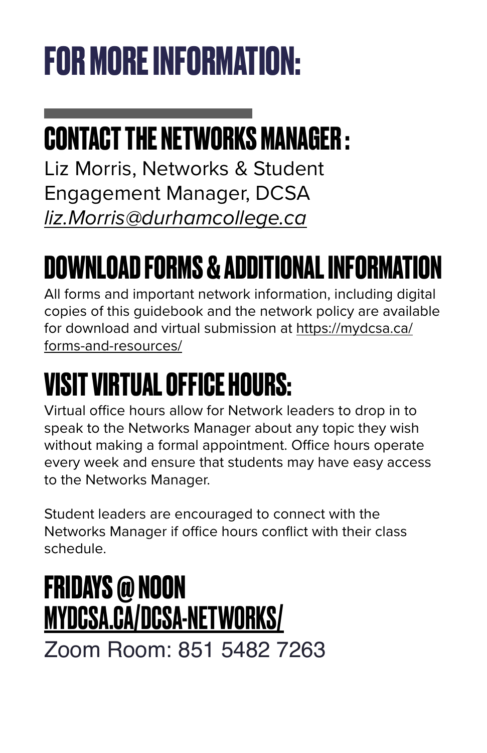# FOR MORE INFORMATION:

## CONTACT THE NETWORKS MANAGER :

Liz Morris, Networks & Student Engagement Manager, DCSA
*liz.Morris@durhamcollege.ca*

## DOWNLOAD FORMS & ADDITIONAL INFORMATION

All forms and important network information, including digital copies of this guidebook and the network policy are available for download and virtual submission at https://mydcsa.ca/forms-and-resources/

## VISIT VIRTUAL OFFICE HOURS:

Virtual office hours allow for Network leaders to drop in to speak to the Networks Manager about any topic they wish without making a formal appointment. Office hours operate every week and ensure that students may have easy access to the Networks Manager.

Student leaders are encouraged to connect with the Networks Manager if office hours conflict with their class schedule.

## FRIDAYS @ NOON
## MYDCSA.CA/DCSA-NETWORKS/

Zoom Room: 851 5482 7263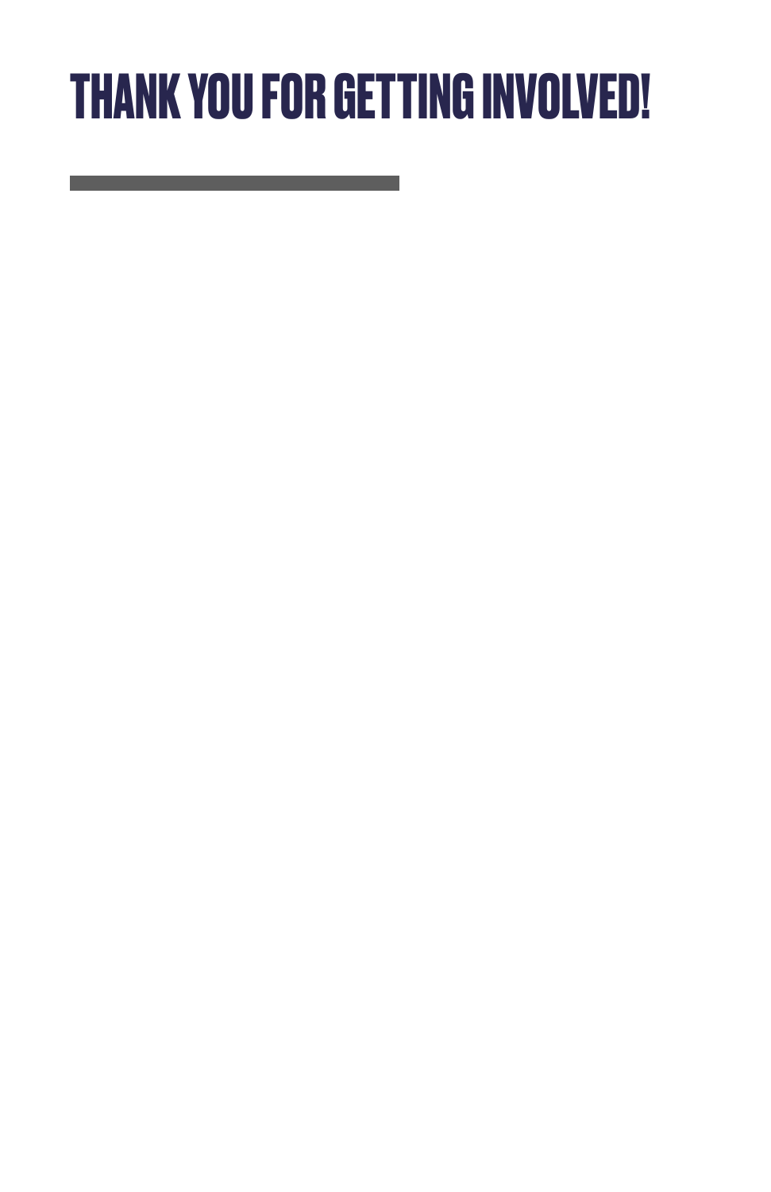# THANK YOU FOR GETTING INVOLVED!